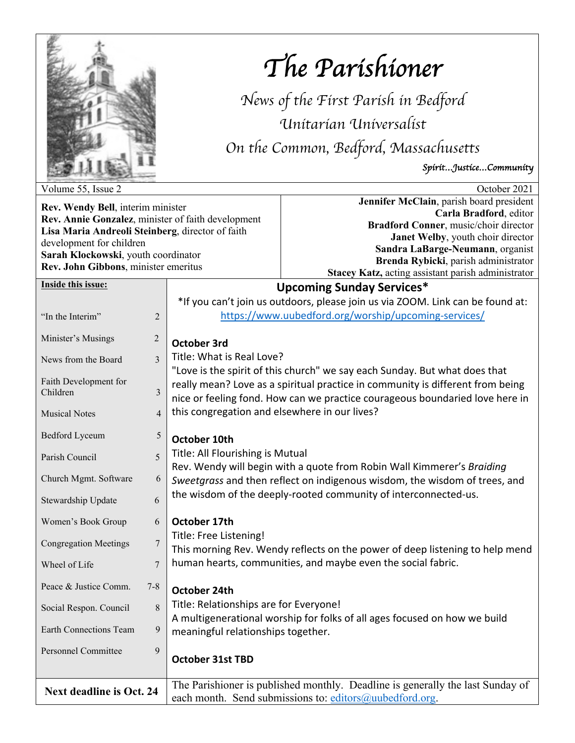# The Parishioner

*News of the First Parish in Bedford*

*Unitarian Universalist*

*On the Common, Bedford, Massachusetts*

*Spirit...Justice...Community*

Volume 55, Issue 2 — October 2021

**Rev. Wendy Bell**, interim minister
**Rev. Annie Gonzalez**, minister of faith development
**Lisa Maria Andreoli Steinberg**, director of faith development for children
**Sarah Klockowski**, youth coordinator
**Rev. John Gibbons**, minister emeritus

**Jennifer McClain**, parish board president
**Carla Bradford**, editor
**Bradford Conner**, music/choir director
**Janet Welby**, youth choir director
**Sandra LaBarge-Neumann**, organist
**Brenda Rybicki**, parish administrator
**Stacey Katz,** acting assistant parish administrator

**Inside this issue:**

| | |
|---|---|
| "In the Interim" | 2 |
| Minister's Musings | 2 |
| News from the Board | 3 |
| Faith Development for Children | 3 |
| Musical Notes | 4 |
| Bedford Lyceum | 5 |
| Parish Council | 5 |
| Church Mgmt. Software | 6 |
| Stewardship Update | 6 |
| Women's Book Group | 6 |
| Congregation Meetings | 7 |
| Wheel of Life | 7 |
| Peace & Justice Comm. | 7-8 |
| Social Respon. Council | 8 |
| Earth Connections Team | 9 |
| Personnel Committee | 9 |

**Next deadline is Oct. 24**

## Upcoming Sunday Services*

*If you can't join us outdoors, please join us via ZOOM. Link can be found at: https://www.uubedford.org/worship/upcoming-services/

**October 3rd**
Title: What is Real Love?
"Love is the spirit of this church" we say each Sunday. But what does that really mean? Love as a spiritual practice in community is different from being nice or feeling fond. How can we practice courageous boundaried love here in this congregation and elsewhere in our lives?

**October 10th**
Title: All Flourishing is Mutual
Rev. Wendy will begin with a quote from Robin Wall Kimmerer's *Braiding Sweetgrass* and then reflect on indigenous wisdom, the wisdom of trees, and the wisdom of the deeply-rooted community of interconnected-us.

**October 17th**
Title: Free Listening!
This morning Rev. Wendy reflects on the power of deep listening to help mend human hearts, communities, and maybe even the social fabric.

**October 24th**
Title: Relationships are for Everyone!
A multigenerational worship for folks of all ages focused on how we build meaningful relationships together.

**October 31st TBD**

The Parishioner is published monthly. Deadline is generally the last Sunday of each month. Send submissions to: editors@uubedford.org.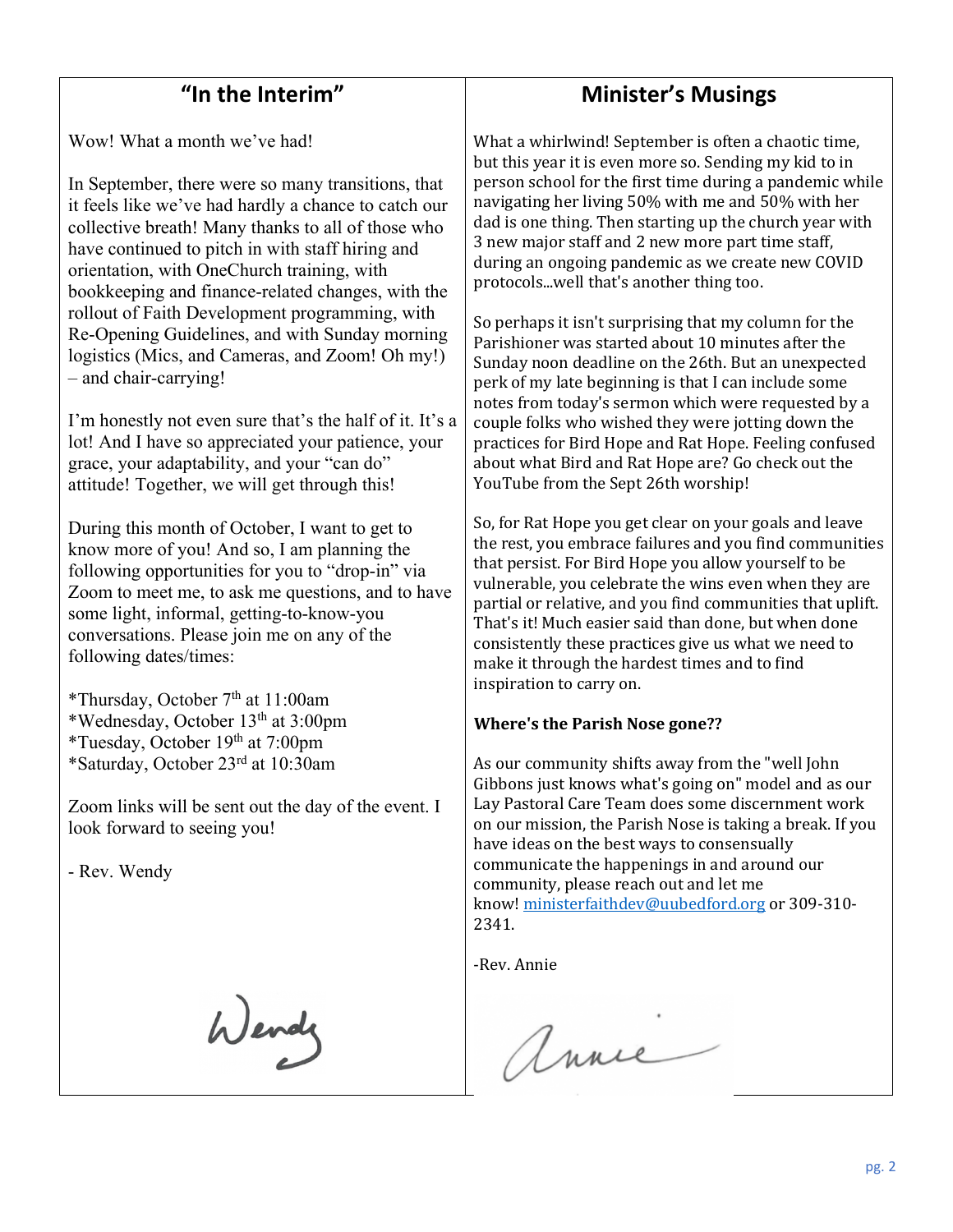## "In the Interim"

Wow! What a month we've had!

In September, there were so many transitions, that it feels like we've had hardly a chance to catch our collective breath! Many thanks to all of those who have continued to pitch in with staff hiring and orientation, with OneChurch training, with bookkeeping and finance-related changes, with the rollout of Faith Development programming, with Re-Opening Guidelines, and with Sunday morning logistics (Mics, and Cameras, and Zoom! Oh my!) – and chair-carrying!

I'm honestly not even sure that's the half of it. It's a lot! And I have so appreciated your patience, your grace, your adaptability, and your "can do" attitude! Together, we will get through this!

During this month of October, I want to get to know more of you! And so, I am planning the following opportunities for you to "drop-in" via Zoom to meet me, to ask me questions, and to have some light, informal, getting-to-know-you conversations. Please join me on any of the following dates/times:

*Thursday, October 7th at 11:00am
*Wednesday, October 13th at 3:00pm
*Tuesday, October 19th at 7:00pm
*Saturday, October 23rd at 10:30am

Zoom links will be sent out the day of the event. I look forward to seeing you!

- Rev. Wendy

Wendy

## Minister's Musings

What a whirlwind! September is often a chaotic time, but this year it is even more so. Sending my kid to in person school for the first time during a pandemic while navigating her living 50% with me and 50% with her dad is one thing. Then starting up the church year with 3 new major staff and 2 new more part time staff, during an ongoing pandemic as we create new COVID protocols...well that's another thing too.

So perhaps it isn't surprising that my column for the Parishioner was started about 10 minutes after the Sunday noon deadline on the 26th. But an unexpected perk of my late beginning is that I can include some notes from today's sermon which were requested by a couple folks who wished they were jotting down the practices for Bird Hope and Rat Hope. Feeling confused about what Bird and Rat Hope are? Go check out the YouTube from the Sept 26th worship!

So, for Rat Hope you get clear on your goals and leave the rest, you embrace failures and you find communities that persist. For Bird Hope you allow yourself to be vulnerable, you celebrate the wins even when they are partial or relative, and you find communities that uplift. That's it! Much easier said than done, but when done consistently these practices give us what we need to make it through the hardest times and to find inspiration to carry on.

**Where's the Parish Nose gone??**

As our community shifts away from the "well John Gibbons just knows what's going on" model and as our Lay Pastoral Care Team does some discernment work on our mission, the Parish Nose is taking a break. If you have ideas on the best ways to consensually communicate the happenings in and around our community, please reach out and let me know! ministerfaithdev@uubedford.org or 309-310-2341.

-Rev. Annie

Annie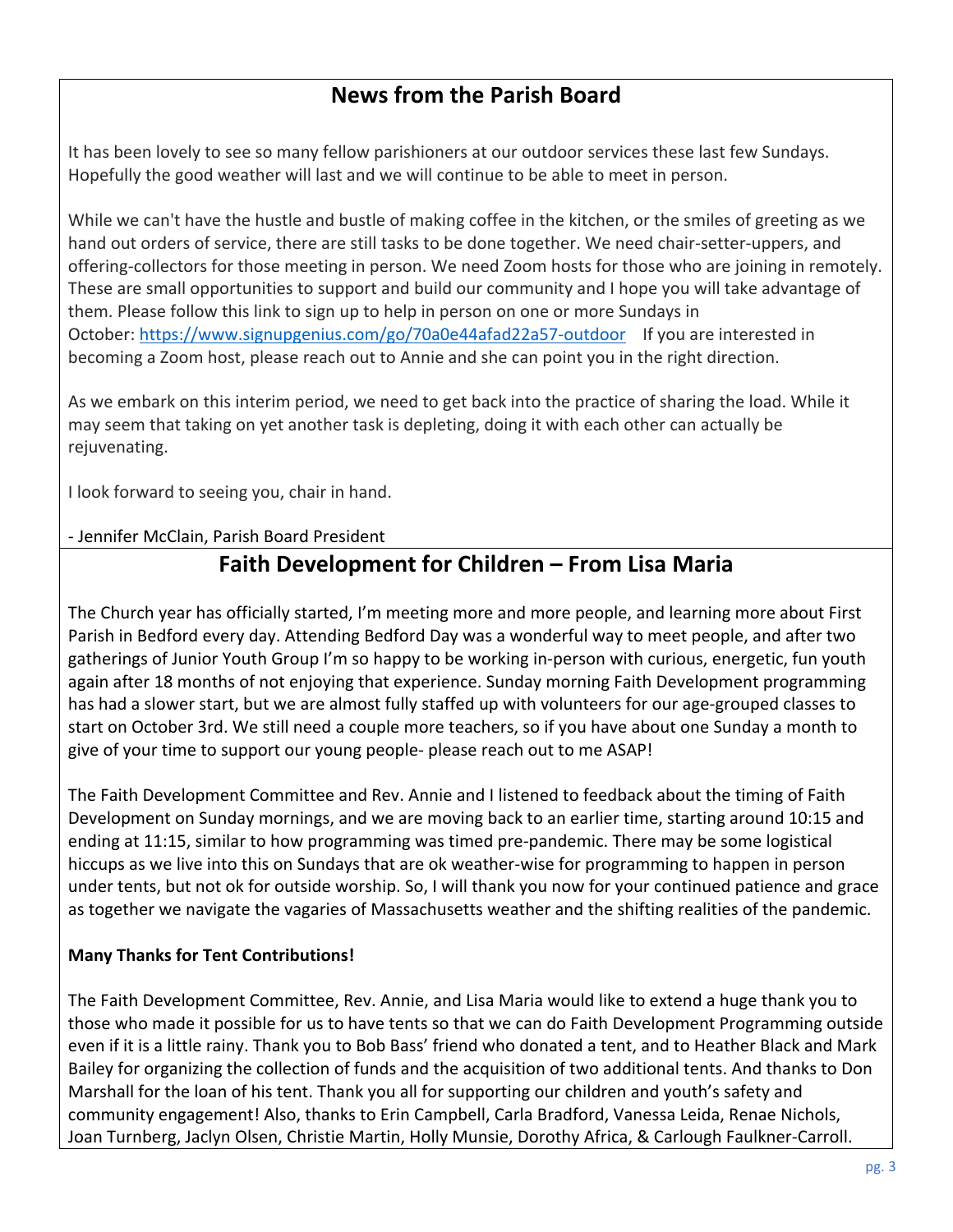## News from the Parish Board

It has been lovely to see so many fellow parishioners at our outdoor services these last few Sundays. Hopefully the good weather will last and we will continue to be able to meet in person.

While we can't have the hustle and bustle of making coffee in the kitchen, or the smiles of greeting as we hand out orders of service, there are still tasks to be done together. We need chair-setter-uppers, and offering-collectors for those meeting in person. We need Zoom hosts for those who are joining in remotely. These are small opportunities to support and build our community and I hope you will take advantage of them. Please follow this link to sign up to help in person on one or more Sundays in October: https://www.signupgenius.com/go/70a0e44afad22a57-outdoor If you are interested in becoming a Zoom host, please reach out to Annie and she can point you in the right direction.

As we embark on this interim period, we need to get back into the practice of sharing the load. While it may seem that taking on yet another task is depleting, doing it with each other can actually be rejuvenating.

I look forward to seeing you, chair in hand.

- Jennifer McClain, Parish Board President

## Faith Development for Children – From Lisa Maria

The Church year has officially started, I'm meeting more and more people, and learning more about First Parish in Bedford every day. Attending Bedford Day was a wonderful way to meet people, and after two gatherings of Junior Youth Group I'm so happy to be working in-person with curious, energetic, fun youth again after 18 months of not enjoying that experience. Sunday morning Faith Development programming has had a slower start, but we are almost fully staffed up with volunteers for our age-grouped classes to start on October 3rd. We still need a couple more teachers, so if you have about one Sunday a month to give of your time to support our young people- please reach out to me ASAP!

The Faith Development Committee and Rev. Annie and I listened to feedback about the timing of Faith Development on Sunday mornings, and we are moving back to an earlier time, starting around 10:15 and ending at 11:15, similar to how programming was timed pre-pandemic. There may be some logistical hiccups as we live into this on Sundays that are ok weather-wise for programming to happen in person under tents, but not ok for outside worship. So, I will thank you now for your continued patience and grace as together we navigate the vagaries of Massachusetts weather and the shifting realities of the pandemic.

**Many Thanks for Tent Contributions!**

The Faith Development Committee, Rev. Annie, and Lisa Maria would like to extend a huge thank you to those who made it possible for us to have tents so that we can do Faith Development Programming outside even if it is a little rainy. Thank you to Bob Bass' friend who donated a tent, and to Heather Black and Mark Bailey for organizing the collection of funds and the acquisition of two additional tents. And thanks to Don Marshall for the loan of his tent. Thank you all for supporting our children and youth's safety and community engagement! Also, thanks to Erin Campbell, Carla Bradford, Vanessa Leida, Renae Nichols, Joan Turnberg, Jaclyn Olsen, Christie Martin, Holly Munsie, Dorothy Africa, & Carlough Faulkner-Carroll.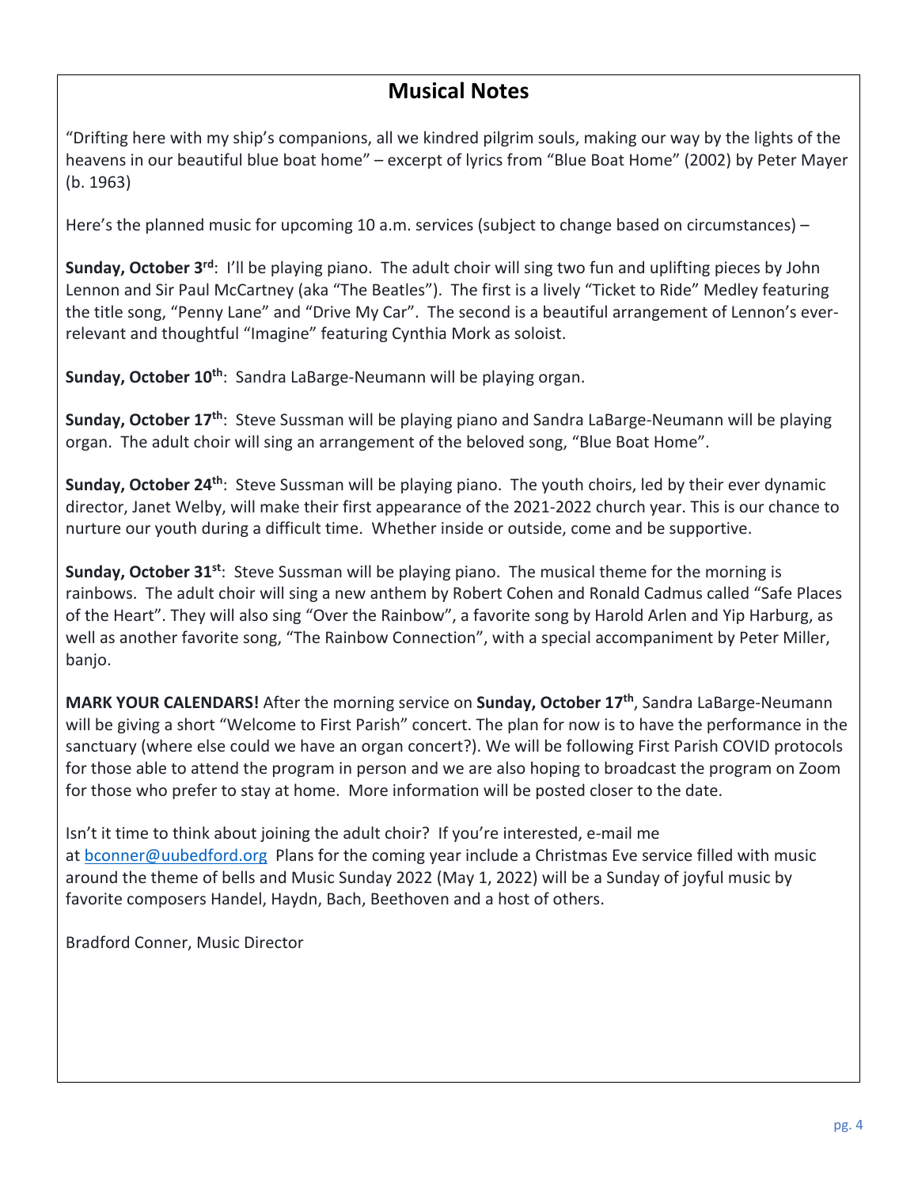## Musical Notes

"Drifting here with my ship's companions, all we kindred pilgrim souls, making our way by the lights of the heavens in our beautiful blue boat home" – excerpt of lyrics from "Blue Boat Home" (2002) by Peter Mayer (b. 1963)

Here's the planned music for upcoming 10 a.m. services (subject to change based on circumstances) –

**Sunday, October 3rd**: I'll be playing piano. The adult choir will sing two fun and uplifting pieces by John Lennon and Sir Paul McCartney (aka "The Beatles"). The first is a lively "Ticket to Ride" Medley featuring the title song, "Penny Lane" and "Drive My Car". The second is a beautiful arrangement of Lennon's ever-relevant and thoughtful "Imagine" featuring Cynthia Mork as soloist.

**Sunday, October 10th**: Sandra LaBarge-Neumann will be playing organ.

**Sunday, October 17th**: Steve Sussman will be playing piano and Sandra LaBarge-Neumann will be playing organ. The adult choir will sing an arrangement of the beloved song, "Blue Boat Home".

**Sunday, October 24th**: Steve Sussman will be playing piano. The youth choirs, led by their ever dynamic director, Janet Welby, will make their first appearance of the 2021-2022 church year. This is our chance to nurture our youth during a difficult time. Whether inside or outside, come and be supportive.

**Sunday, October 31st**: Steve Sussman will be playing piano. The musical theme for the morning is rainbows. The adult choir will sing a new anthem by Robert Cohen and Ronald Cadmus called "Safe Places of the Heart". They will also sing "Over the Rainbow", a favorite song by Harold Arlen and Yip Harburg, as well as another favorite song, "The Rainbow Connection", with a special accompaniment by Peter Miller, banjo.

**MARK YOUR CALENDARS!** After the morning service on **Sunday, October 17th**, Sandra LaBarge-Neumann will be giving a short "Welcome to First Parish" concert. The plan for now is to have the performance in the sanctuary (where else could we have an organ concert?). We will be following First Parish COVID protocols for those able to attend the program in person and we are also hoping to broadcast the program on Zoom for those who prefer to stay at home. More information will be posted closer to the date.

Isn't it time to think about joining the adult choir? If you're interested, e-mail me at bconner@uubedford.org Plans for the coming year include a Christmas Eve service filled with music around the theme of bells and Music Sunday 2022 (May 1, 2022) will be a Sunday of joyful music by favorite composers Handel, Haydn, Bach, Beethoven and a host of others.

Bradford Conner, Music Director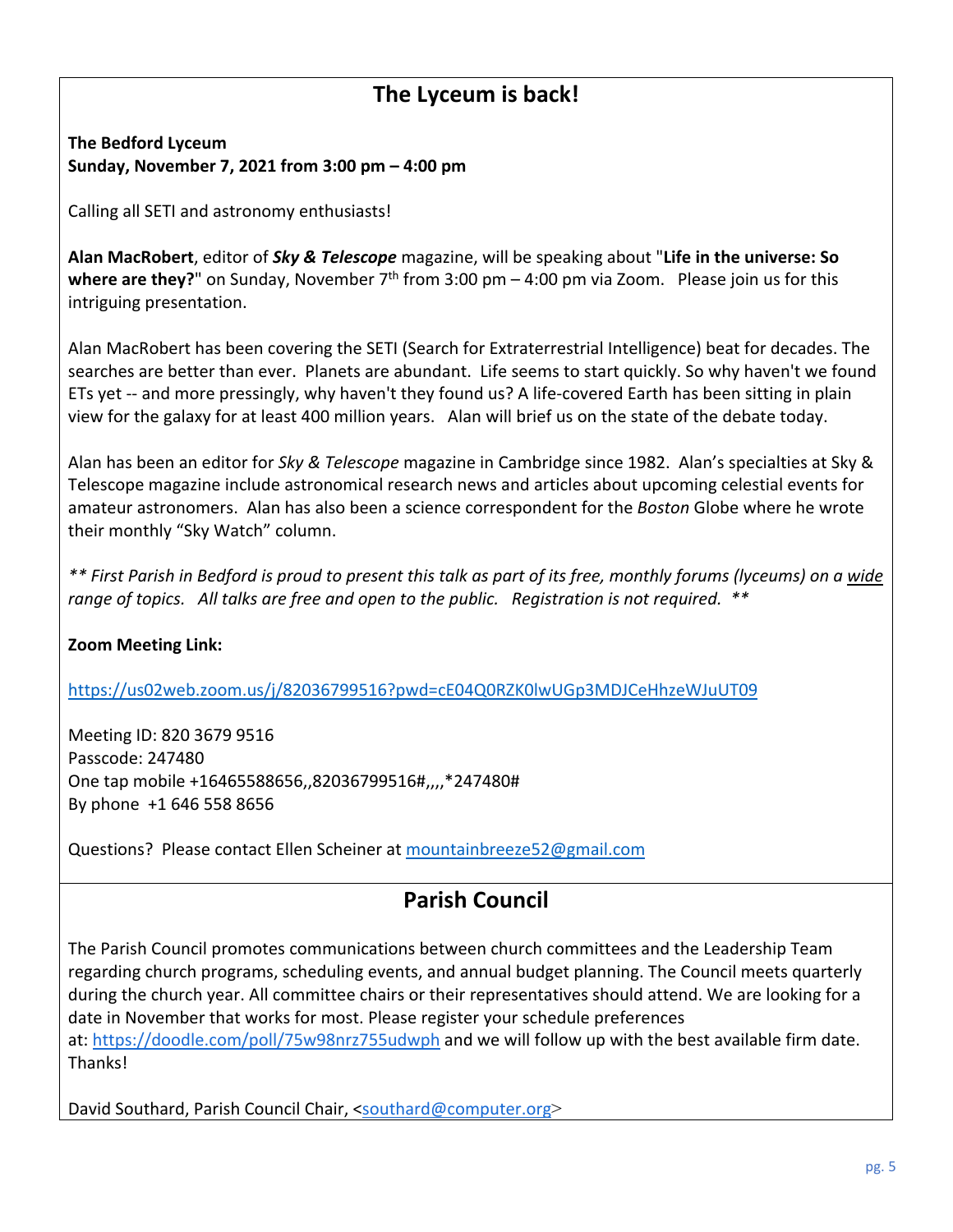## The Lyceum is back!

**The Bedford Lyceum**
**Sunday, November 7, 2021 from 3:00 pm – 4:00 pm**

Calling all SETI and astronomy enthusiasts!

**Alan MacRobert**, editor of ***Sky & Telescope*** magazine, will be speaking about "**Life in the universe: So where are they?**" on Sunday, November 7th from 3:00 pm – 4:00 pm via Zoom. Please join us for this intriguing presentation.

Alan MacRobert has been covering the SETI (Search for Extraterrestrial Intelligence) beat for decades. The searches are better than ever. Planets are abundant. Life seems to start quickly. So why haven't we found ETs yet -- and more pressingly, why haven't they found us? A life-covered Earth has been sitting in plain view for the galaxy for at least 400 million years. Alan will brief us on the state of the debate today.

Alan has been an editor for *Sky & Telescope* magazine in Cambridge since 1982. Alan's specialties at Sky & Telescope magazine include astronomical research news and articles about upcoming celestial events for amateur astronomers. Alan has also been a science correspondent for the *Boston* Globe where he wrote their monthly "Sky Watch" column.

*** First Parish in Bedford is proud to present this talk as part of its free, monthly forums (lyceums) on a wide range of topics. All talks are free and open to the public. Registration is not required. ***

**Zoom Meeting Link:**

https://us02web.zoom.us/j/82036799516?pwd=cE04Q0RZK0lwUGp3MDJCeHhzeWJuUT09

Meeting ID: 820 3679 9516
Passcode: 247480
One tap mobile +16465588656,,82036799516#,,,,*247480#
By phone +1 646 558 8656

Questions? Please contact Ellen Scheiner at mountainbreeze52@gmail.com

## Parish Council

The Parish Council promotes communications between church committees and the Leadership Team regarding church programs, scheduling events, and annual budget planning. The Council meets quarterly during the church year. All committee chairs or their representatives should attend. We are looking for a date in November that works for most. Please register your schedule preferences at: https://doodle.com/poll/75w98nrz755udwph and we will follow up with the best available firm date. Thanks!

David Southard, Parish Council Chair, <southard@computer.org>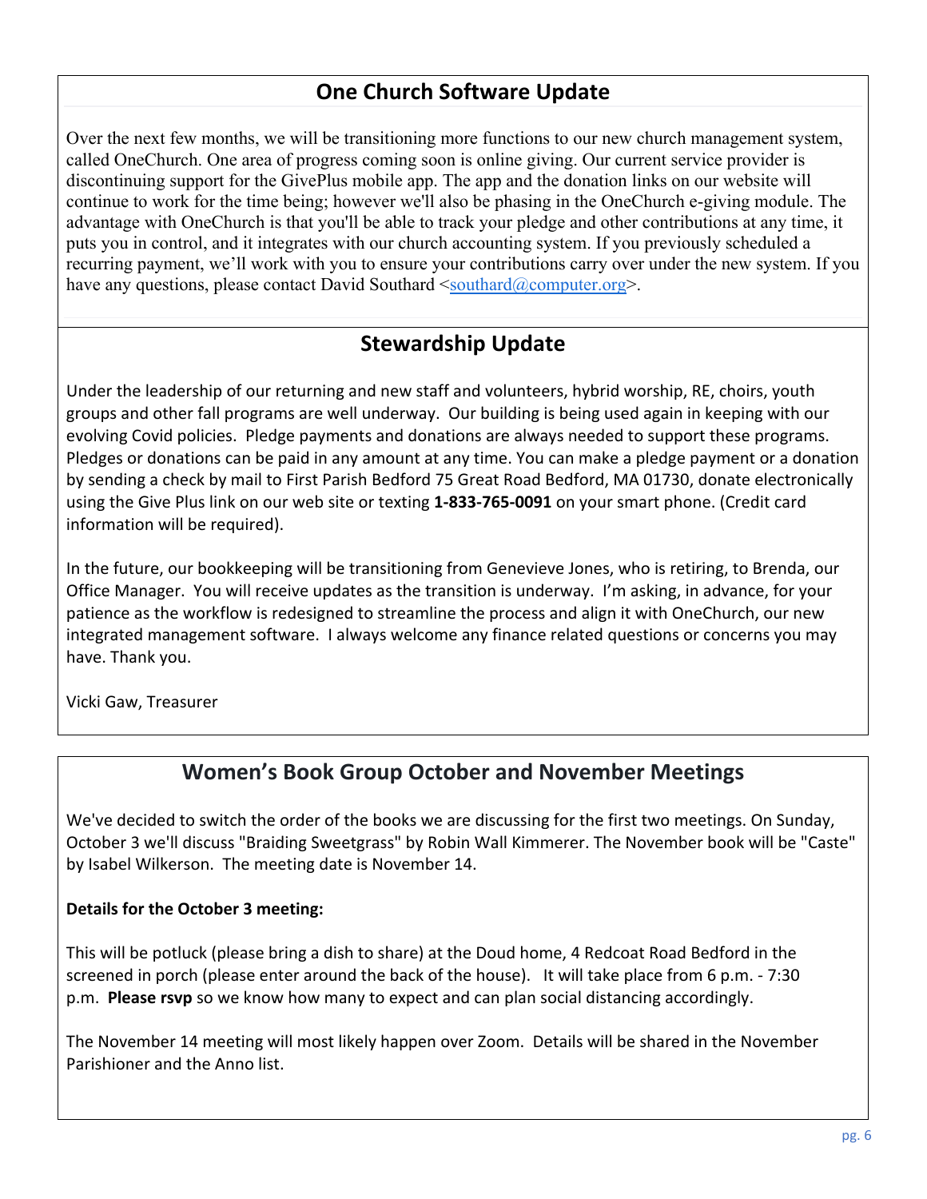## One Church Software Update

Over the next few months, we will be transitioning more functions to our new church management system, called OneChurch. One area of progress coming soon is online giving. Our current service provider is discontinuing support for the GivePlus mobile app. The app and the donation links on our website will continue to work for the time being; however we'll also be phasing in the OneChurch e-giving module. The advantage with OneChurch is that you'll be able to track your pledge and other contributions at any time, it puts you in control, and it integrates with our church accounting system. If you previously scheduled a recurring payment, we'll work with you to ensure your contributions carry over under the new system. If you have any questions, please contact David Southard <southard@computer.org>.

## Stewardship Update

Under the leadership of our returning and new staff and volunteers, hybrid worship, RE, choirs, youth groups and other fall programs are well underway. Our building is being used again in keeping with our evolving Covid policies. Pledge payments and donations are always needed to support these programs. Pledges or donations can be paid in any amount at any time. You can make a pledge payment or a donation by sending a check by mail to First Parish Bedford 75 Great Road Bedford, MA 01730, donate electronically using the Give Plus link on our web site or texting **1-833-765-0091** on your smart phone. (Credit card information will be required).

In the future, our bookkeeping will be transitioning from Genevieve Jones, who is retiring, to Brenda, our Office Manager. You will receive updates as the transition is underway. I'm asking, in advance, for your patience as the workflow is redesigned to streamline the process and align it with OneChurch, our new integrated management software. I always welcome any finance related questions or concerns you may have. Thank you.

Vicki Gaw, Treasurer

## Women's Book Group October and November Meetings

We've decided to switch the order of the books we are discussing for the first two meetings. On Sunday, October 3 we'll discuss "Braiding Sweetgrass" by Robin Wall Kimmerer. The November book will be "Caste" by Isabel Wilkerson. The meeting date is November 14.

**Details for the October 3 meeting:**

This will be potluck (please bring a dish to share) at the Doud home, 4 Redcoat Road Bedford in the screened in porch (please enter around the back of the house). It will take place from 6 p.m. - 7:30 p.m. **Please rsvp** so we know how many to expect and can plan social distancing accordingly.

The November 14 meeting will most likely happen over Zoom. Details will be shared in the November Parishioner and the Anno list.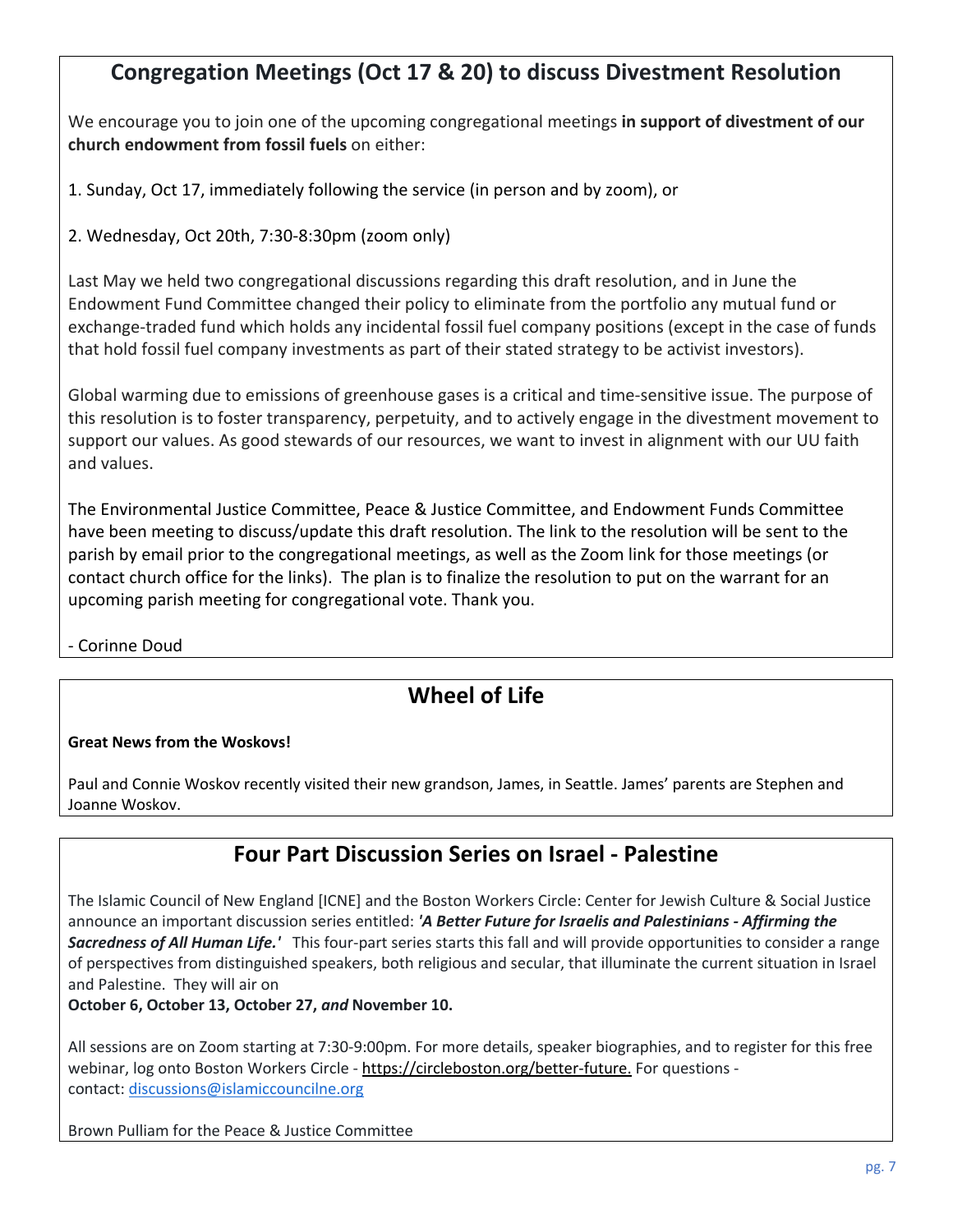## Congregation Meetings (Oct 17 & 20) to discuss Divestment Resolution

We encourage you to join one of the upcoming congregational meetings **in support of divestment of our church endowment from fossil fuels** on either:

1. Sunday, Oct 17, immediately following the service (in person and by zoom), or

2. Wednesday, Oct 20th, 7:30-8:30pm (zoom only)

Last May we held two congregational discussions regarding this draft resolution, and in June the Endowment Fund Committee changed their policy to eliminate from the portfolio any mutual fund or exchange-traded fund which holds any incidental fossil fuel company positions (except in the case of funds that hold fossil fuel company investments as part of their stated strategy to be activist investors).

Global warming due to emissions of greenhouse gases is a critical and time-sensitive issue. The purpose of this resolution is to foster transparency, perpetuity, and to actively engage in the divestment movement to support our values. As good stewards of our resources, we want to invest in alignment with our UU faith and values.

The Environmental Justice Committee, Peace & Justice Committee, and Endowment Funds Committee have been meeting to discuss/update this draft resolution. The link to the resolution will be sent to the parish by email prior to the congregational meetings, as well as the Zoom link for those meetings (or contact church office for the links). The plan is to finalize the resolution to put on the warrant for an upcoming parish meeting for congregational vote. Thank you.

- Corinne Doud

## Wheel of Life

**Great News from the Woskovs!**

Paul and Connie Woskov recently visited their new grandson, James, in Seattle. James' parents are Stephen and Joanne Woskov.

## Four Part Discussion Series on Israel - Palestine

The Islamic Council of New England [ICNE] and the Boston Workers Circle: Center for Jewish Culture & Social Justice announce an important discussion series entitled: ***'A Better Future for Israelis and Palestinians - Affirming the Sacredness of All Human Life.'*** This four-part series starts this fall and will provide opportunities to consider a range of perspectives from distinguished speakers, both religious and secular, that illuminate the current situation in Israel and Palestine. They will air on
**October 6, October 13, October 27,** ***and*** **November 10.**

All sessions are on Zoom starting at 7:30-9:00pm. For more details, speaker biographies, and to register for this free webinar, log onto Boston Workers Circle - https://circleboston.org/better-future. For questions - contact: discussions@islamiccouncilne.org

Brown Pulliam for the Peace & Justice Committee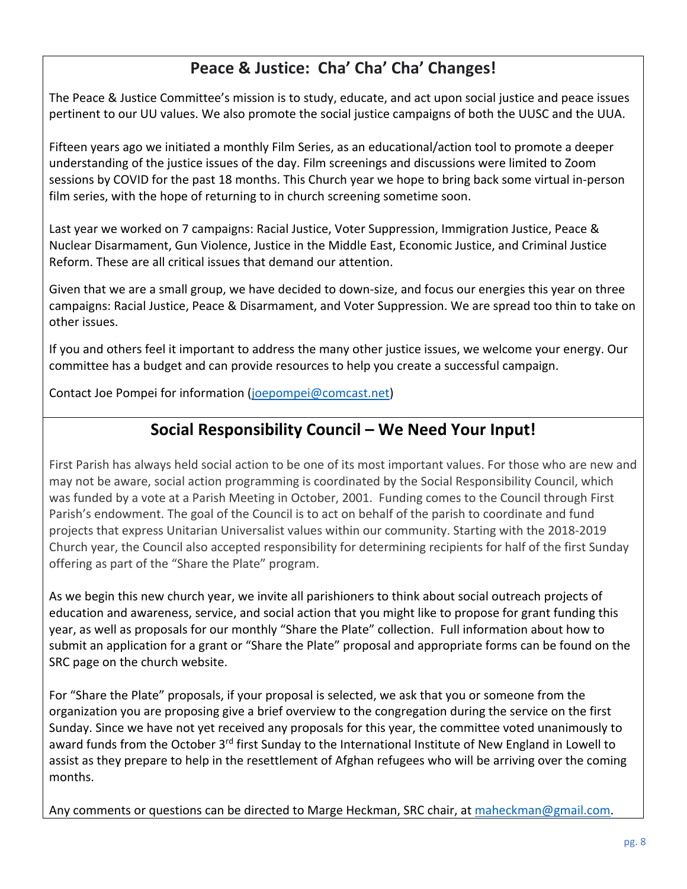## Peace & Justice: Cha' Cha' Cha' Changes!

The Peace & Justice Committee's mission is to study, educate, and act upon social justice and peace issues pertinent to our UU values. We also promote the social justice campaigns of both the UUSC and the UUA.

Fifteen years ago we initiated a monthly Film Series, as an educational/action tool to promote a deeper understanding of the justice issues of the day. Film screenings and discussions were limited to Zoom sessions by COVID for the past 18 months. This Church year we hope to bring back some virtual in-person film series, with the hope of returning to in church screening sometime soon.

Last year we worked on 7 campaigns: Racial Justice, Voter Suppression, Immigration Justice, Peace & Nuclear Disarmament, Gun Violence, Justice in the Middle East, Economic Justice, and Criminal Justice Reform. These are all critical issues that demand our attention.

Given that we are a small group, we have decided to down-size, and focus our energies this year on three campaigns: Racial Justice, Peace & Disarmament, and Voter Suppression. We are spread too thin to take on other issues.

If you and others feel it important to address the many other justice issues, we welcome your energy. Our committee has a budget and can provide resources to help you create a successful campaign.

Contact Joe Pompei for information (joepompei@comcast.net)

## Social Responsibility Council – We Need Your Input!

First Parish has always held social action to be one of its most important values. For those who are new and may not be aware, social action programming is coordinated by the Social Responsibility Council, which was funded by a vote at a Parish Meeting in October, 2001. Funding comes to the Council through First Parish's endowment. The goal of the Council is to act on behalf of the parish to coordinate and fund projects that express Unitarian Universalist values within our community. Starting with the 2018-2019 Church year, the Council also accepted responsibility for determining recipients for half of the first Sunday offering as part of the "Share the Plate" program.

As we begin this new church year, we invite all parishioners to think about social outreach projects of education and awareness, service, and social action that you might like to propose for grant funding this year, as well as proposals for our monthly "Share the Plate" collection. Full information about how to submit an application for a grant or "Share the Plate" proposal and appropriate forms can be found on the SRC page on the church website.

For "Share the Plate" proposals, if your proposal is selected, we ask that you or someone from the organization you are proposing give a brief overview to the congregation during the service on the first Sunday. Since we have not yet received any proposals for this year, the committee voted unanimously to award funds from the October 3rd first Sunday to the International Institute of New England in Lowell to assist as they prepare to help in the resettlement of Afghan refugees who will be arriving over the coming months.

Any comments or questions can be directed to Marge Heckman, SRC chair, at maheckman@gmail.com.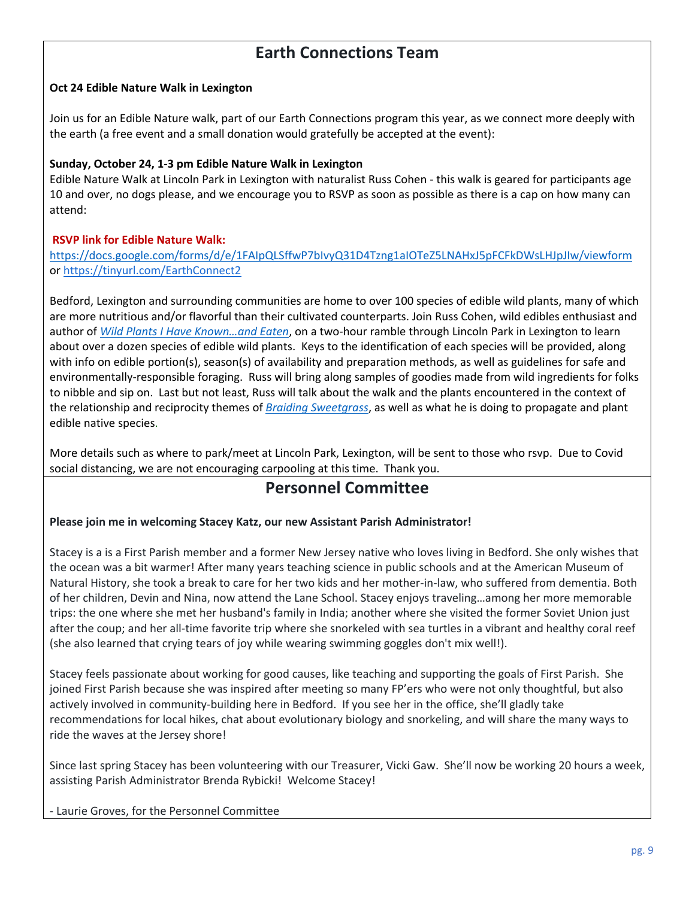## Earth Connections Team

**Oct 24 Edible Nature Walk in Lexington**

Join us for an Edible Nature walk, part of our Earth Connections program this year, as we connect more deeply with the earth (a free event and a small donation would gratefully be accepted at the event):

**Sunday, October 24, 1-3 pm Edible Nature Walk in Lexington**
Edible Nature Walk at Lincoln Park in Lexington with naturalist Russ Cohen - this walk is geared for participants age 10 and over, no dogs please, and we encourage you to RSVP as soon as possible as there is a cap on how many can attend:

**RSVP link for Edible Nature Walk:**
https://docs.google.com/forms/d/e/1FAIpQLSffwP7bIvyQ31D4Tzng1aIOTeZ5LNAHxJ5pFCFkDWsLHJpJIw/viewform or https://tinyurl.com/EarthConnect2

Bedford, Lexington and surrounding communities are home to over 100 species of edible wild plants, many of which are more nutritious and/or flavorful than their cultivated counterparts. Join Russ Cohen, wild edibles enthusiast and author of *Wild Plants I Have Known…and Eaten*, on a two-hour ramble through Lincoln Park in Lexington to learn about over a dozen species of edible wild plants. Keys to the identification of each species will be provided, along with info on edible portion(s), season(s) of availability and preparation methods, as well as guidelines for safe and environmentally-responsible foraging. Russ will bring along samples of goodies made from wild ingredients for folks to nibble and sip on. Last but not least, Russ will talk about the walk and the plants encountered in the context of the relationship and reciprocity themes of *Braiding Sweetgrass*, as well as what he is doing to propagate and plant edible native species.

More details such as where to park/meet at Lincoln Park, Lexington, will be sent to those who rsvp. Due to Covid social distancing, we are not encouraging carpooling at this time. Thank you.

## Personnel Committee

**Please join me in welcoming Stacey Katz, our new Assistant Parish Administrator!**

Stacey is a is a First Parish member and a former New Jersey native who loves living in Bedford. She only wishes that the ocean was a bit warmer! After many years teaching science in public schools and at the American Museum of Natural History, she took a break to care for her two kids and her mother-in-law, who suffered from dementia. Both of her children, Devin and Nina, now attend the Lane School. Stacey enjoys traveling…among her more memorable trips: the one where she met her husband's family in India; another where she visited the former Soviet Union just after the coup; and her all-time favorite trip where she snorkeled with sea turtles in a vibrant and healthy coral reef (she also learned that crying tears of joy while wearing swimming goggles don't mix well!).

Stacey feels passionate about working for good causes, like teaching and supporting the goals of First Parish. She joined First Parish because she was inspired after meeting so many FP'ers who were not only thoughtful, but also actively involved in community-building here in Bedford. If you see her in the office, she'll gladly take recommendations for local hikes, chat about evolutionary biology and snorkeling, and will share the many ways to ride the waves at the Jersey shore!

Since last spring Stacey has been volunteering with our Treasurer, Vicki Gaw. She'll now be working 20 hours a week, assisting Parish Administrator Brenda Rybicki! Welcome Stacey!

- Laurie Groves, for the Personnel Committee